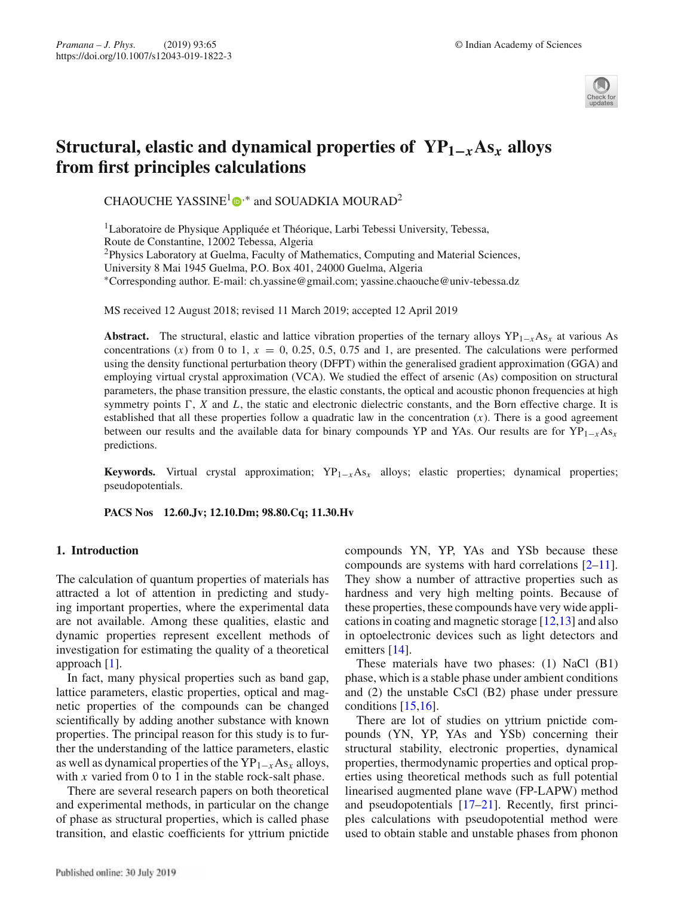# Structural, elastic and dynamical properties of $YP_{1-x}As_x$ alloys from first principles calculations

CHAOUCHE YASSINE[1,*] and SOUADKIA MOURAD[2]

[1]Laboratoire de Physique Appliquée et Théorique, Larbi Tebessi University, Tebessa, Route de Constantine, 12002 Tebessa, Algeria
[2]Physics Laboratory at Guelma, Faculty of Mathematics, Computing and Material Sciences, University 8 Mai 1945 Guelma, P.O. Box 401, 24000 Guelma, Algeria
*Corresponding author. E-mail: ch.yassine@gmail.com; yassine.chaouche@univ-tebessa.dz

MS received 12 August 2018; revised 11 March 2019; accepted 12 April 2019

**Abstract.** The structural, elastic and lattice vibration properties of the ternary alloys $YP_{1-x}As_x$ at various As concentrations ($x$) from 0 to 1, $x = 0$, 0.25, 0.5, 0.75 and 1, are presented. The calculations were performed using the density functional perturbation theory (DFPT) within the generalised gradient approximation (GGA) and employing virtual crystal approximation (VCA). We studied the effect of arsenic (As) composition on structural parameters, the phase transition pressure, the elastic constants, the optical and acoustic phonon frequencies at high symmetry points $\Gamma$, $X$ and $L$, the static and electronic dielectric constants, and the Born effective charge. It is established that all these properties follow a quadratic law in the concentration ($x$). There is a good agreement between our results and the available data for binary compounds YP and YAs. Our results are for $YP_{1-x}As_x$ predictions.

**Keywords.** Virtual crystal approximation; $YP_{1-x}As_x$ alloys; elastic properties; dynamical properties; pseudopotentials.

**PACS Nos** 12.60.Jv; 12.10.Dm; 98.80.Cq; 11.30.Hv

## 1. Introduction

The calculation of quantum properties of materials has attracted a lot of attention in predicting and studying important properties, where the experimental data are not available. Among these qualities, elastic and dynamic properties represent excellent methods of investigation for estimating the quality of a theoretical approach [1].

In fact, many physical properties such as band gap, lattice parameters, elastic properties, optical and magnetic properties of the compounds can be changed scientifically by adding another substance with known properties. The principal reason for this study is to further the understanding of the lattice parameters, elastic as well as dynamical properties of the $YP_{1-x}As_x$ alloys, with $x$ varied from 0 to 1 in the stable rock-salt phase.

There are several research papers on both theoretical and experimental methods, in particular on the change of phase as structural properties, which is called phase transition, and elastic coefficients for yttrium pnictide compounds YN, YP, YAs and YSb because these compounds are systems with hard correlations [2–11]. They show a number of attractive properties such as hardness and very high melting points. Because of these properties, these compounds have very wide applications in coating and magnetic storage [12,13] and also in optoelectronic devices such as light detectors and emitters [14].

These materials have two phases: (1) NaCl (B1) phase, which is a stable phase under ambient conditions and (2) the unstable CsCl (B2) phase under pressure conditions [15,16].

There are lot of studies on yttrium pnictide compounds (YN, YP, YAs and YSb) concerning their structural stability, electronic properties, dynamical properties, thermodynamic properties and optical properties using theoretical methods such as full potential linearised augmented plane wave (FP-LAPW) method and pseudopotentials [17–21]. Recently, first principles calculations with pseudopotential method were used to obtain stable and unstable phases from phonon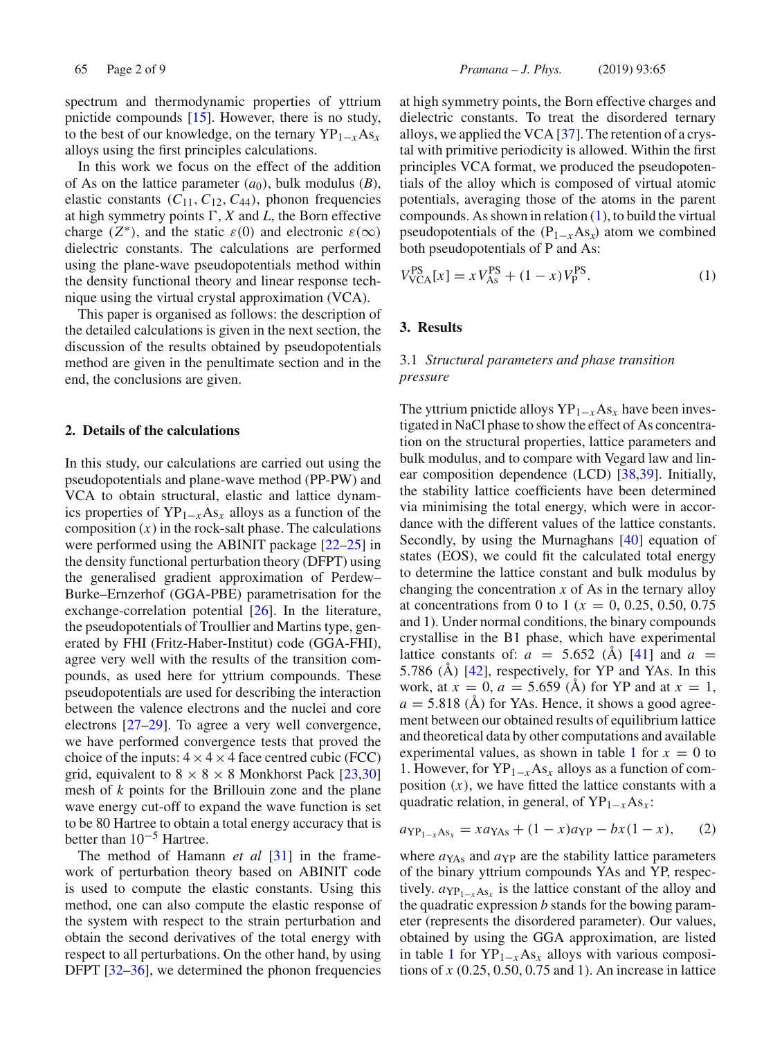spectrum and thermodynamic properties of yttrium pnictide compounds [15]. However, there is no study, to the best of our knowledge, on the ternary $YP_{1-x}As_x$ alloys using the first principles calculations.

In this work we focus on the effect of the addition of As on the lattice parameter ($a_0$), bulk modulus ($B$), elastic constants ($C_{11}$, $C_{12}$, $C_{44}$), phonon frequencies at high symmetry points $\Gamma$, $X$ and $L$, the Born effective charge ($Z^*$), and the static $\varepsilon(0)$ and electronic $\varepsilon(\infty)$ dielectric constants. The calculations are performed using the plane-wave pseudopotentials method within the density functional theory and linear response technique using the virtual crystal approximation (VCA).

This paper is organised as follows: the description of the detailed calculations is given in the next section, the discussion of the results obtained by pseudopotentials method are given in the penultimate section and in the end, the conclusions are given.

## 2. Details of the calculations

In this study, our calculations are carried out using the pseudopotentials and plane-wave method (PP-PW) and VCA to obtain structural, elastic and lattice dynamics properties of $YP_{1-x}As_x$ alloys as a function of the composition ($x$) in the rock-salt phase. The calculations were performed using the ABINIT package [22–25] in the density functional perturbation theory (DFPT) using the generalised gradient approximation of Perdew–Burke–Ernzerhof (GGA-PBE) parametrisation for the exchange-correlation potential [26]. In the literature, the pseudopotentials of Troullier and Martins type, generated by FHI (Fritz-Haber-Institut) code (GGA-FHI), agree very well with the results of the transition compounds, as used here for yttrium compounds. These pseudopotentials are used for describing the interaction between the valence electrons and the nuclei and core electrons [27–29]. To agree a very well convergence, we have performed convergence tests that proved the choice of the inputs: $4\times4\times4$ face centred cubic (FCC) grid, equivalent to $8\times8\times8$ Monkhorst Pack [23,30] mesh of $k$ points for the Brillouin zone and the plane wave energy cut-off to expand the wave function is set to be 80 Hartree to obtain a total energy accuracy that is better than $10^{-5}$ Hartree.

The method of Hamann *et al* [31] in the framework of perturbation theory based on ABINIT code is used to compute the elastic constants. Using this method, one can also compute the elastic response of the system with respect to the strain perturbation and obtain the second derivatives of the total energy with respect to all perturbations. On the other hand, by using DFPT [32–36], we determined the phonon frequencies at high symmetry points, the Born effective charges and dielectric constants. To treat the disordered ternary alloys, we applied the VCA [37]. The retention of a crystal with primitive periodicity is allowed. Within the first principles VCA format, we produced the pseudopotentials of the alloy which is composed of virtual atomic potentials, averaging those of the atoms in the parent compounds. As shown in relation (1), to build the virtual pseudopotentials of the ($P_{1-x}As_x$) atom we combined both pseudopotentials of P and As:

$$V_{\mathrm{VCA}}^{\mathrm{PS}}[x] = xV_{\mathrm{As}}^{\mathrm{PS}} + (1-x)V_{\mathrm{P}}^{\mathrm{PS}}. \quad (1)$$

## 3. Results

### 3.1 *Structural parameters and phase transition pressure*

The yttrium pnictide alloys $YP_{1-x}As_x$ have been investigated in NaCl phase to show the effect of As concentration on the structural properties, lattice parameters and bulk modulus, and to compare with Vegard law and linear composition dependence (LCD) [38,39]. Initially, the stability lattice coefficients have been determined via minimising the total energy, which were in accordance with the different values of the lattice constants. Secondly, by using the Murnaghans [40] equation of states (EOS), we could fit the calculated total energy to determine the lattice constant and bulk modulus by changing the concentration $x$ of As in the ternary alloy at concentrations from 0 to 1 ($x = 0$, 0.25, 0.50, 0.75 and 1). Under normal conditions, the binary compounds crystallise in the B1 phase, which have experimental lattice constants of: $a = 5.652$ (Å) [41] and $a = 5.786$ (Å) [42], respectively, for YP and YAs. In this work, at $x = 0$, $a = 5.659$ (Å) for YP and at $x = 1$, $a = 5.818$ (Å) for YAs. Hence, it shows a good agreement between our obtained results of equilibrium lattice and theoretical data by other computations and available experimental values, as shown in table 1 for $x = 0$ to 1. However, for $YP_{1-x}As_x$ alloys as a function of composition ($x$), we have fitted the lattice constants with a quadratic relation, in general, of $YP_{1-x}As_x$:

$$a_{\mathrm{YP}_{1-x}\mathrm{As}_x} = xa_{\mathrm{YAs}} + (1-x)a_{\mathrm{YP}} - bx(1-x), \quad (2)$$

where $a_{\mathrm{YAs}}$ and $a_{\mathrm{YP}}$ are the stability lattice parameters of the binary yttrium compounds YAs and YP, respectively. $a_{\mathrm{YP}_{1-x}\mathrm{As}_x}$ is the lattice constant of the alloy and the quadratic expression $b$ stands for the bowing parameter (represents the disordered parameter). Our values, obtained by using the GGA approximation, are listed in table 1 for $YP_{1-x}As_x$ alloys with various compositions of $x$ (0.25, 0.50, 0.75 and 1). An increase in lattice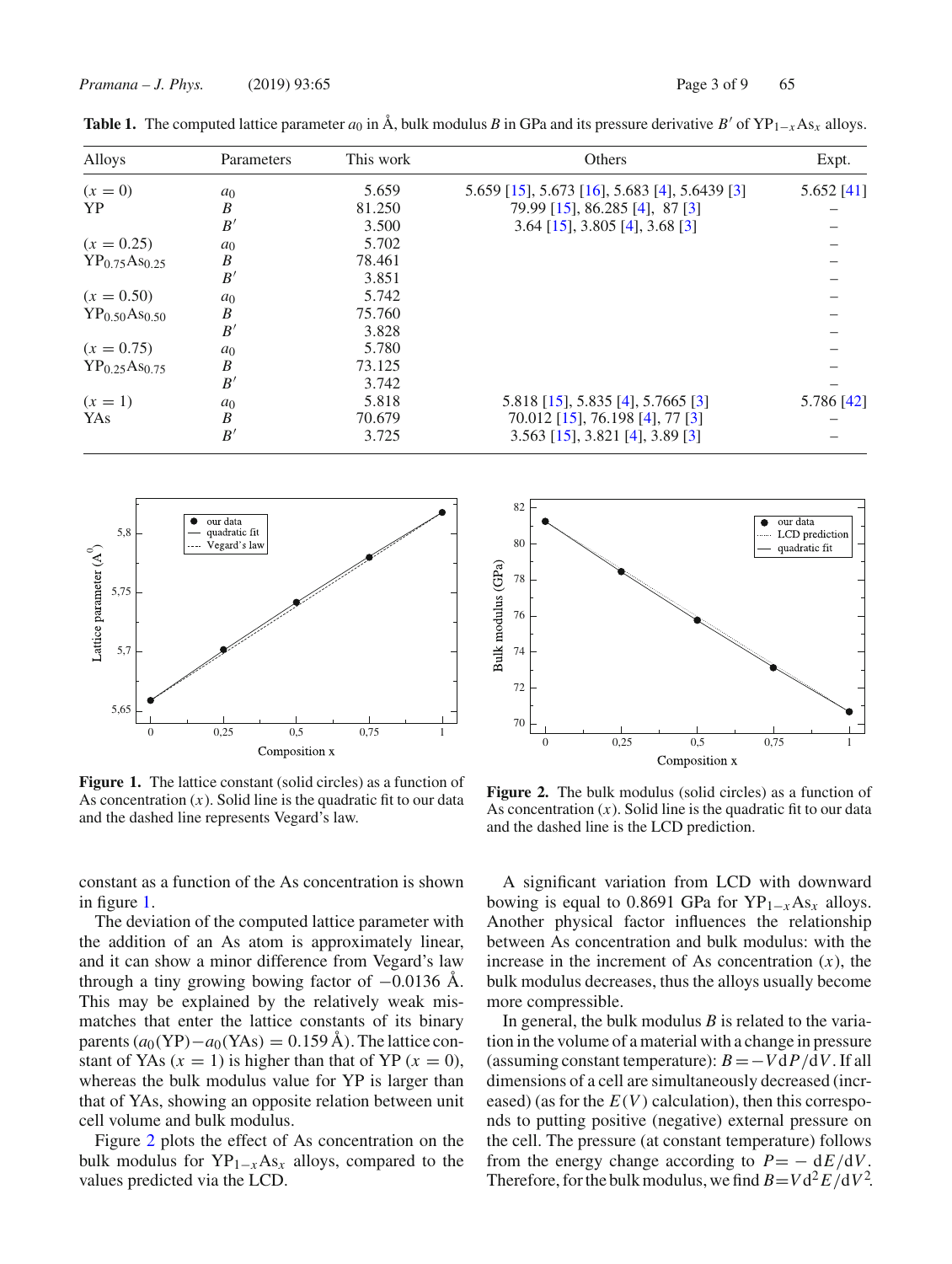**Table 1.** The computed lattice parameter $a_0$ in Å, bulk modulus $B$ in GPa and its pressure derivative $B'$ of $YP_{1-x}As_x$ alloys.

| Alloys | Parameters | This work | Others | Expt. |
|---|---|---|---|---|
| ($x = 0$) | $a_0$ | 5.659 | 5.659 [15], 5.673 [16], 5.683 [4], 5.6439 [3] | 5.652 [41] |
| YP | $B$ | 81.250 | 79.99 [15], 86.285 [4], 87 [3] | – |
| | $B'$ | 3.500 | 3.64 [15], 3.805 [4], 3.68 [3] | – |
| ($x = 0.25$) | $a_0$ | 5.702 | | – |
| $YP_{0.75}As_{0.25}$ | $B$ | 78.461 | | – |
| | $B'$ | 3.851 | | – |
| ($x = 0.50$) | $a_0$ | 5.742 | | – |
| $YP_{0.50}As_{0.50}$ | $B$ | 75.760 | | – |
| | $B'$ | 3.828 | | – |
| ($x = 0.75$) | $a_0$ | 5.780 | | – |
| $YP_{0.25}As_{0.75}$ | $B$ | 73.125 | | – |
| | $B'$ | 3.742 | | – |
| ($x = 1$) | $a_0$ | 5.818 | 5.818 [15], 5.835 [4], 5.7665 [3] | 5.786 [42] |
| YAs | $B$ | 70.679 | 70.012 [15], 76.198 [4], 77 [3] | – |
| | $B'$ | 3.725 | 3.563 [15], 3.821 [4], 3.89 [3] | – |

**Figure 1.** The lattice constant (solid circles) as a function of As concentration ($x$). Solid line is the quadratic fit to our data and the dashed line represents Vegard's law.

**Figure 2.** The bulk modulus (solid circles) as a function of As concentration ($x$). Solid line is the quadratic fit to our data and the dashed line is the LCD prediction.

constant as a function of the As concentration is shown in figure 1.

The deviation of the computed lattice parameter with the addition of an As atom is approximately linear, and it can show a minor difference from Vegard's law through a tiny growing bowing factor of −0.0136 Å. This may be explained by the relatively weak mismatches that enter the lattice constants of its binary parents ($a_0(\text{YP}) - a_0(\text{YAs}) = 0.159$ Å). The lattice constant of YAs ($x = 1$) is higher than that of YP ($x = 0$), whereas the bulk modulus value for YP is larger than that of YAs, showing an opposite relation between unit cell volume and bulk modulus.

Figure 2 plots the effect of As concentration on the bulk modulus for $YP_{1-x}As_x$ alloys, compared to the values predicted via the LCD.

A significant variation from LCD with downward bowing is equal to 0.8691 GPa for $YP_{1-x}As_x$ alloys. Another physical factor influences the relationship between As concentration and bulk modulus: with the increase in the increment of As concentration ($x$), the bulk modulus decreases, thus the alloys usually become more compressible.

In general, the bulk modulus $B$ is related to the variation in the volume of a material with a change in pressure (assuming constant temperature): $B = -V\,\mathrm{d}P/\mathrm{d}V$. If all dimensions of a cell are simultaneously decreased (increased) (as for the $E(V)$ calculation), then this corresponds to putting positive (negative) external pressure on the cell. The pressure (at constant temperature) follows from the energy change according to $P = -\,\mathrm{d}E/\mathrm{d}V$. Therefore, for the bulk modulus, we find $B = V\mathrm{d}^2E/\mathrm{d}V^2$.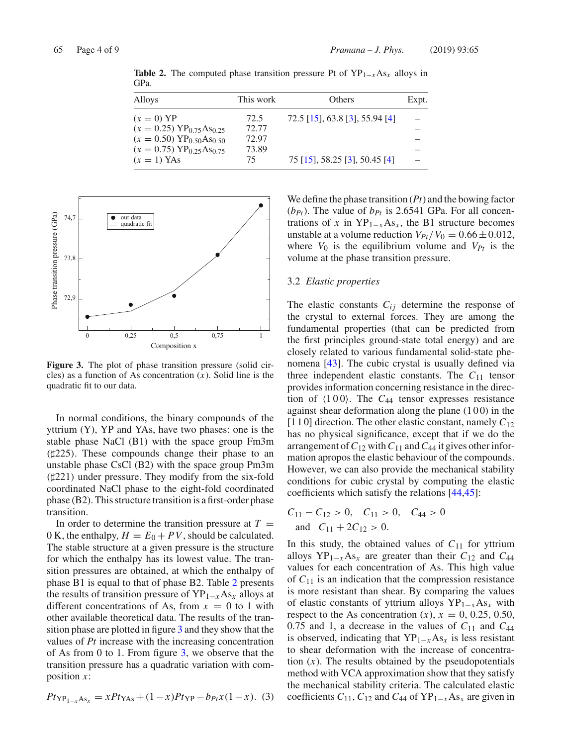**Table 2.** The computed phase transition pressure Pt of $YP_{1-x}As_x$ alloys in GPa.

| Alloys | This work | Others | Expt. |
|---|---|---|---|
| ($x = 0$) YP | 72.5 | 72.5 [15], 63.8 [3], 55.94 [4] | – |
| ($x = 0.25$) $YP_{0.75}As_{0.25}$ | 72.77 | | – |
| ($x = 0.50$) $YP_{0.50}As_{0.50}$ | 72.97 | | – |
| ($x = 0.75$) $YP_{0.25}As_{0.75}$ | 73.89 | | – |
| ($x = 1$) YAs | 75 | 75 [15], 58.25 [3], 50.45 [4] | – |

**Figure 3.** The plot of phase transition pressure (solid circles) as a function of As concentration ($x$). Solid line is the quadratic fit to our data.

In normal conditions, the binary compounds of the yttrium (Y), YP and YAs, have two phases: one is the stable phase NaCl (B1) with the space group Fm3m (♯225). These compounds change their phase to an unstable phase CsCl (B2) with the space group Pm3m (♯221) under pressure. They modify from the six-fold coordinated NaCl phase to the eight-fold coordinated phase (B2). This structure transition is a first-order phase transition.

In order to determine the transition pressure at $T = 0$ K, the enthalpy, $H = E_0 + PV$, should be calculated. The stable structure at a given pressure is the structure for which the enthalpy has its lowest value. The transition pressures are obtained, at which the enthalpy of phase B1 is equal to that of phase B2. Table 2 presents the results of transition pressure of $YP_{1-x}As_x$ alloys at different concentrations of As, from $x = 0$ to 1 with other available theoretical data. The results of the transition phase are plotted in figure 3 and they show that the values of $Pt$ increase with the increasing concentration of As from 0 to 1. From figure 3, we observe that the transition pressure has a quadratic variation with composition $x$:

$$Pt_{YP_{1-x}As_x} = xPt_{YAs} + (1-x)Pt_{YP} - b_{Pt}x(1-x). \quad (3)$$

We define the phase transition ($Pt$) and the bowing factor ($b_{Pt}$). The value of $b_{Pt}$ is 2.6541 GPa. For all concentrations of $x$ in $YP_{1-x}As_x$, the B1 structure becomes unstable at a volume reduction $V_{Pt}/V_0 = 0.66 \pm 0.012$, where $V_0$ is the equilibrium volume and $V_{Pt}$ is the volume at the phase transition pressure.

### 3.2 *Elastic properties*

The elastic constants $C_{ij}$ determine the response of the crystal to external forces. They are among the fundamental properties (that can be predicted from the first principles ground-state total energy) and are closely related to various fundamental solid-state phenomena [43]. The cubic crystal is usually defined via three independent elastic constants. The $C_{11}$ tensor provides information concerning resistance in the direction of $\langle 1\,0\,0 \rangle$. The $C_{44}$ tensor expresses resistance against shear deformation along the plane (1 0 0) in the [1 1 0] direction. The other elastic constant, namely $C_{12}$ has no physical significance, except that if we do the arrangement of $C_{12}$ with $C_{11}$ and $C_{44}$ it gives other information apropos the elastic behaviour of the compounds. However, we can also provide the mechanical stability conditions for cubic crystal by computing the elastic coefficients which satisfy the relations [44,45]:

$$C_{11} - C_{12} > 0, \quad C_{11} > 0, \quad C_{44} > 0$$
$$\text{and} \quad C_{11} + 2C_{12} > 0.$$

In this study, the obtained values of $C_{11}$ for yttrium alloys $YP_{1-x}As_x$ are greater than their $C_{12}$ and $C_{44}$ values for each concentration of As. This high value of $C_{11}$ is an indication that the compression resistance is more resistant than shear. By comparing the values of elastic constants of yttrium alloys $YP_{1-x}As_x$ with respect to the As concentration ($x$), $x = 0$, 0.25, 0.50, 0.75 and 1, a decrease in the values of $C_{11}$ and $C_{44}$ is observed, indicating that $YP_{1-x}As_x$ is less resistant to shear deformation with the increase of concentration ($x$). The results obtained by the pseudopotentials method with VCA approximation show that they satisfy the mechanical stability criteria. The calculated elastic coefficients $C_{11}$, $C_{12}$ and $C_{44}$ of $YP_{1-x}As_x$ are given in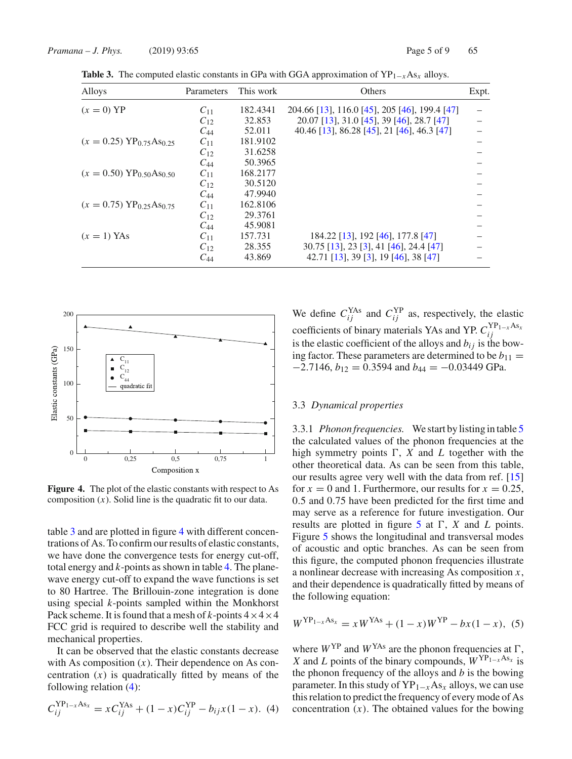**Table 3.** The computed elastic constants in GPa with GGA approximation of $YP_{1-x}As_x$ alloys.

| Alloys | Parameters | This work | Others | Expt. |
|---|---|---|---|---|
| ($x = 0$) YP | $C_{11}$ | 182.4341 | 204.66 [13], 116.0 [45], 205 [46], 199.4 [47] | – |
| | $C_{12}$ | 32.853 | 20.07 [13], 31.0 [45], 39 [46], 28.7 [47] | – |
| | $C_{44}$ | 52.011 | 40.46 [13], 86.28 [45], 21 [46], 46.3 [47] | – |
| ($x = 0.25$) $YP_{0.75}As_{0.25}$ | $C_{11}$ | 181.9102 | | – |
| | $C_{12}$ | 31.6258 | | – |
| | $C_{44}$ | 50.3965 | | – |
| ($x = 0.50$) $YP_{0.50}As_{0.50}$ | $C_{11}$ | 168.2177 | | – |
| | $C_{12}$ | 30.5120 | | – |
| | $C_{44}$ | 47.9940 | | – |
| ($x = 0.75$) $YP_{0.25}As_{0.75}$ | $C_{11}$ | 162.8106 | | – |
| | $C_{12}$ | 29.3761 | | – |
| | $C_{44}$ | 45.9081 | | – |
| ($x = 1$) YAs | $C_{11}$ | 157.731 | 184.22 [13], 192 [46], 177.8 [47] | – |
| | $C_{12}$ | 28.355 | 30.75 [13], 23 [3], 41 [46], 24.4 [47] | – |
| | $C_{44}$ | 43.869 | 42.71 [13], 39 [3], 19 [46], 38 [47] | – |

**Figure 4.** The plot of the elastic constants with respect to As composition ($x$). Solid line is the quadratic fit to our data.

table 3 and are plotted in figure 4 with different concentrations of As. To confirm our results of elastic constants, we have done the convergence tests for energy cut-off, total energy and $k$-points as shown in table 4. The plane-wave energy cut-off to expand the wave functions is set to 80 Hartree. The Brillouin-zone integration is done using special $k$-points sampled within the Monkhorst Pack scheme. It is found that a mesh of $k$-points $4 \times 4 \times 4$ FCC grid is required to describe well the stability and mechanical properties.

It can be observed that the elastic constants decrease with As composition ($x$). Their dependence on As concentration ($x$) is quadratically fitted by means of the following relation (4):

$$C_{ij}^{YP_{1-x}As_x} = xC_{ij}^{YAs} + (1-x)C_{ij}^{YP} - b_{ij}x(1-x). \quad (4)$$

We define $C_{ij}^{YAs}$ and $C_{ij}^{YP}$ as, respectively, the elastic coefficients of binary materials YAs and YP. $C_{ij}^{YP_{1-x}As_x}$ is the elastic coefficient of the alloys and $b_{ij}$ is the bowing factor. These parameters are determined to be $b_{11} = -2.7146$, $b_{12} = 0.3594$ and $b_{44} = -0.03449$ GPa.

### 3.3 *Dynamical properties*

3.3.1 *Phonon frequencies.* We start by listing in table 5 the calculated values of the phonon frequencies at the high symmetry points $\Gamma$, $X$ and $L$ together with the other theoretical data. As can be seen from this table, our results agree very well with the data from ref. [15] for $x = 0$ and 1. Furthermore, our results for $x = 0.25$, 0.5 and 0.75 have been predicted for the first time and may serve as a reference for future investigation. Our results are plotted in figure 5 at $\Gamma$, $X$ and $L$ points. Figure 5 shows the longitudinal and transversal modes of acoustic and optic branches. As can be seen from this figure, the computed phonon frequencies illustrate a nonlinear decrease with increasing As composition $x$, and their dependence is quadratically fitted by means of the following equation:

$$W^{YP_{1-x}As_x} = xW^{YAs} + (1-x)W^{YP} - bx(1-x), \quad (5)$$

where $W^{YP}$ and $W^{YAs}$ are the phonon frequencies at $\Gamma$, $X$ and $L$ points of the binary compounds, $W^{YP_{1-x}As_x}$ is the phonon frequency of the alloys and $b$ is the bowing parameter. In this study of $YP_{1-x}As_x$ alloys, we can use this relation to predict the frequency of every mode of As concentration ($x$). The obtained values for the bowing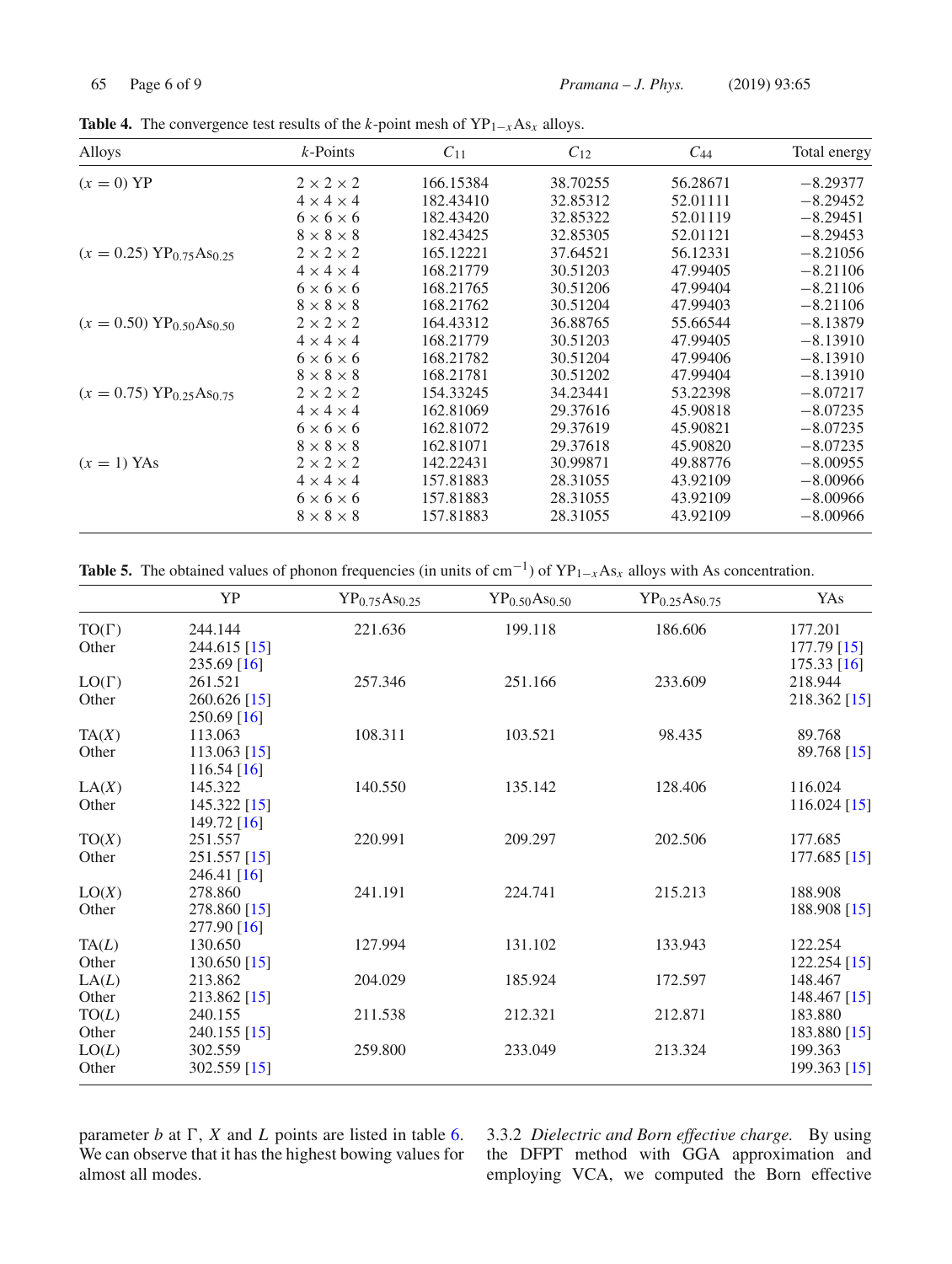**Table 4.** The convergence test results of the $k$-point mesh of $YP_{1-x}As_x$ alloys.

| Alloys | $k$-Points | $C_{11}$ | $C_{12}$ | $C_{44}$ | Total energy |
|---|---|---|---|---|---|
| ($x = 0$) YP | $2 \times 2 \times 2$ | 166.15384 | 38.70255 | 56.28671 | −8.29377 |
| | $4 \times 4 \times 4$ | 182.43410 | 32.85312 | 52.01111 | −8.29452 |
| | $6 \times 6 \times 6$ | 182.43420 | 32.85322 | 52.01119 | −8.29451 |
| | $8 \times 8 \times 8$ | 182.43425 | 32.85305 | 52.01121 | −8.29453 |
| ($x = 0.25$) $YP_{0.75}As_{0.25}$ | $2 \times 2 \times 2$ | 165.12221 | 37.64521 | 56.12331 | −8.21056 |
| | $4 \times 4 \times 4$ | 168.21779 | 30.51203 | 47.99405 | −8.21106 |
| | $6 \times 6 \times 6$ | 168.21765 | 30.51206 | 47.99404 | −8.21106 |
| | $8 \times 8 \times 8$ | 168.21762 | 30.51204 | 47.99403 | −8.21106 |
| ($x = 0.50$) $YP_{0.50}As_{0.50}$ | $2 \times 2 \times 2$ | 164.43312 | 36.88765 | 55.66544 | −8.13879 |
| | $4 \times 4 \times 4$ | 168.21779 | 30.51203 | 47.99405 | −8.13910 |
| | $6 \times 6 \times 6$ | 168.21782 | 30.51204 | 47.99406 | −8.13910 |
| | $8 \times 8 \times 8$ | 168.21781 | 30.51202 | 47.99404 | −8.13910 |
| ($x = 0.75$) $YP_{0.25}As_{0.75}$ | $2 \times 2 \times 2$ | 154.33245 | 34.23441 | 53.22398 | −8.07217 |
| | $4 \times 4 \times 4$ | 162.81069 | 29.37616 | 45.90818 | −8.07235 |
| | $6 \times 6 \times 6$ | 162.81072 | 29.37619 | 45.90821 | −8.07235 |
| | $8 \times 8 \times 8$ | 162.81071 | 29.37618 | 45.90820 | −8.07235 |
| ($x = 1$) YAs | $2 \times 2 \times 2$ | 142.22431 | 30.99871 | 49.88776 | −8.00955 |
| | $4 \times 4 \times 4$ | 157.81883 | 28.31055 | 43.92109 | −8.00966 |
| | $6 \times 6 \times 6$ | 157.81883 | 28.31055 | 43.92109 | −8.00966 |
| | $8 \times 8 \times 8$ | 157.81883 | 28.31055 | 43.92109 | −8.00966 |

**Table 5.** The obtained values of phonon frequencies (in units of $cm^{-1}$) of $YP_{1-x}As_x$ alloys with As concentration.

| | YP | $YP_{0.75}As_{0.25}$ | $YP_{0.50}As_{0.50}$ | $YP_{0.25}As_{0.75}$ | YAs |
|---|---|---|---|---|---|
| TO(Γ) | 244.144 | 221.636 | 199.118 | 186.606 | 177.201 |
| Other | 244.615 [15] | | | | 177.79 [15] |
| | 235.69 [16] | | | | 175.33 [16] |
| LO(Γ) | 261.521 | 257.346 | 251.166 | 233.609 | 218.944 |
| Other | 260.626 [15] | | | | 218.362 [15] |
| | 250.69 [16] | | | | |
| TA($X$) | 113.063 | 108.311 | 103.521 | 98.435 | 89.768 |
| Other | 113.063 [15] | | | | 89.768 [15] |
| | 116.54 [16] | | | | |
| LA($X$) | 145.322 | 140.550 | 135.142 | 128.406 | 116.024 |
| Other | 145.322 [15] | | | | 116.024 [15] |
| | 149.72 [16] | | | | |
| TO($X$) | 251.557 | 220.991 | 209.297 | 202.506 | 177.685 |
| Other | 251.557 [15] | | | | 177.685 [15] |
| | 246.41 [16] | | | | |
| LO($X$) | 278.860 | 241.191 | 224.741 | 215.213 | 188.908 |
| Other | 278.860 [15] | | | | 188.908 [15] |
| | 277.90 [16] | | | | |
| TA($L$) | 130.650 | 127.994 | 131.102 | 133.943 | 122.254 |
| Other | 130.650 [15] | | | | 122.254 [15] |
| LA($L$) | 213.862 | 204.029 | 185.924 | 172.597 | 148.467 |
| Other | 213.862 [15] | | | | 148.467 [15] |
| TO($L$) | 240.155 | 211.538 | 212.321 | 212.871 | 183.880 |
| Other | 240.155 [15] | | | | 183.880 [15] |
| LO($L$) | 302.559 | 259.800 | 233.049 | 213.324 | 199.363 |
| Other | 302.559 [15] | | | | 199.363 [15] |

parameter $b$ at Γ, $X$ and $L$ points are listed in table 6. We can observe that it has the highest bowing values for almost all modes.

3.3.2 *Dielectric and Born effective charge.* By using the DFPT method with GGA approximation and employing VCA, we computed the Born effective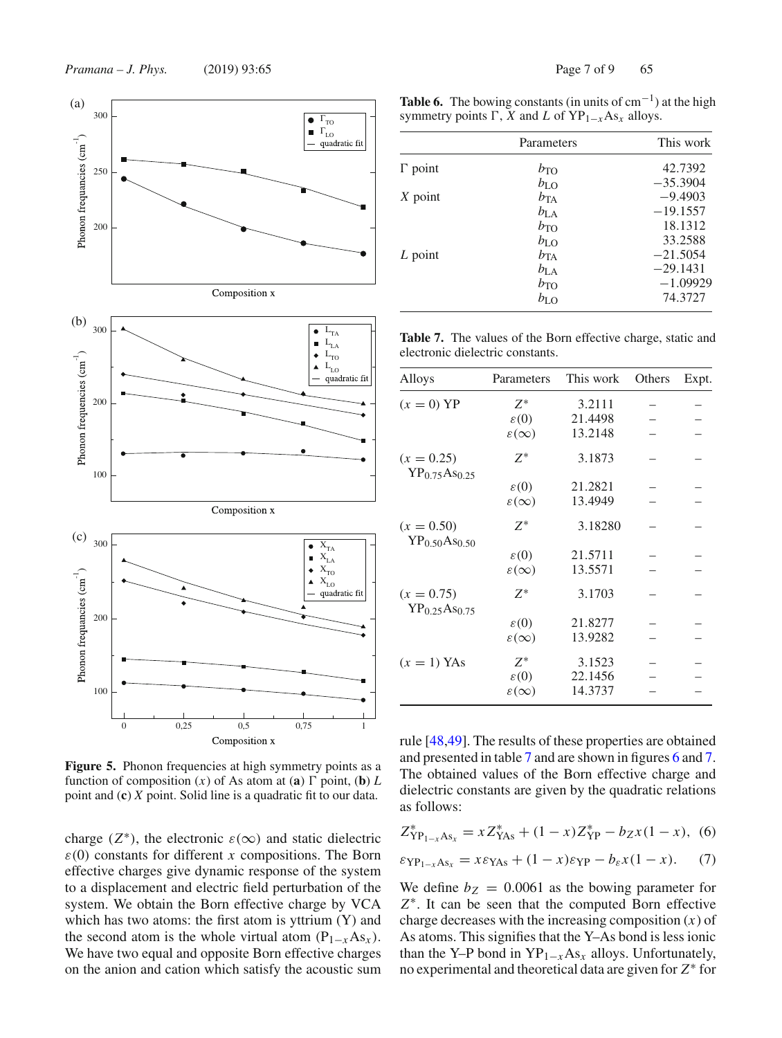**Figure 5.** Phonon frequencies at high symmetry points as a function of composition ($x$) of As atom at (**a**) $\Gamma$ point, (**b**) $L$ point and (**c**) $X$ point. Solid line is a quadratic fit to our data.

charge ($Z^*$), the electronic $\varepsilon(\infty)$ and static dielectric $\varepsilon(0)$ constants for different $x$ compositions. The Born effective charges give dynamic response of the system to a displacement and electric field perturbation of the system. We obtain the Born effective charge by VCA which has two atoms: the first atom is yttrium (Y) and the second atom is the whole virtual atom ($P_{1-x}As_x$). We have two equal and opposite Born effective charges on the anion and cation which satisfy the acoustic sum rule [48,49]. The results of these properties are obtained and presented in table 7 and are shown in figures 6 and 7. The obtained values of the Born effective charge and dielectric constants are given by the quadratic relations as follows:

$$Z^*_{YP_{1-x}As_x} = xZ^*_{YAs} + (1-x)Z^*_{YP} - b_Z x(1-x), \quad (6)$$

$$\varepsilon_{YP_{1-x}As_x} = x\varepsilon_{YAs} + (1-x)\varepsilon_{YP} - b_\varepsilon x(1-x). \quad (7)$$

We define $b_Z = 0.0061$ as the bowing parameter for $Z^*$. It can be seen that the computed Born effective charge decreases with the increasing composition ($x$) of As atoms. This signifies that the Y–As bond is less ionic than the Y–P bond in $YP_{1-x}As_x$ alloys. Unfortunately, no experimental and theoretical data are given for $Z^*$ for

**Table 6.** The bowing constants (in units of $cm^{-1}$) at the high symmetry points $\Gamma$, $X$ and $L$ of $YP_{1-x}As_x$ alloys.

| | Parameters | This work |
|---|---|---|
| $\Gamma$ point | $b_{TO}$ | 42.7392 |
| | $b_{LO}$ | −35.3904 |
| $X$ point | $b_{TA}$ | −9.4903 |
| | $b_{LA}$ | −19.1557 |
| | $b_{TO}$ | 18.1312 |
| | $b_{LO}$ | 33.2588 |
| $L$ point | $b_{TA}$ | −21.5054 |
| | $b_{LA}$ | −29.1431 |
| | $b_{TO}$ | −1.09929 |
| | $b_{LO}$ | 74.3727 |

**Table 7.** The values of the Born effective charge, static and electronic dielectric constants.

| Alloys | Parameters | This work | Others | Expt. |
|---|---|---|---|---|
| ($x = 0$) YP | $Z^*$ | 3.2111 | – | – |
| | $\varepsilon(0)$ | 21.4498 | – | – |
| | $\varepsilon(\infty)$ | 13.2148 | – | – |
| ($x = 0.25$) $YP_{0.75}As_{0.25}$ | $Z^*$ | 3.1873 | – | – |
| | $\varepsilon(0)$ | 21.2821 | – | – |
| | $\varepsilon(\infty)$ | 13.4949 | – | – |
| ($x = 0.50$) $YP_{0.50}As_{0.50}$ | $Z^*$ | 3.18280 | – | – |
| | $\varepsilon(0)$ | 21.5711 | – | – |
| | $\varepsilon(\infty)$ | 13.5571 | – | – |
| ($x = 0.75$) $YP_{0.25}As_{0.75}$ | $Z^*$ | 3.1703 | – | – |
| | $\varepsilon(0)$ | 21.8277 | – | – |
| | $\varepsilon(\infty)$ | 13.9282 | – | – |
| ($x = 1$) YAs | $Z^*$ | 3.1523 | – | – |
| | $\varepsilon(0)$ | 22.1456 | – | – |
| | $\varepsilon(\infty)$ | 14.3737 | – | – |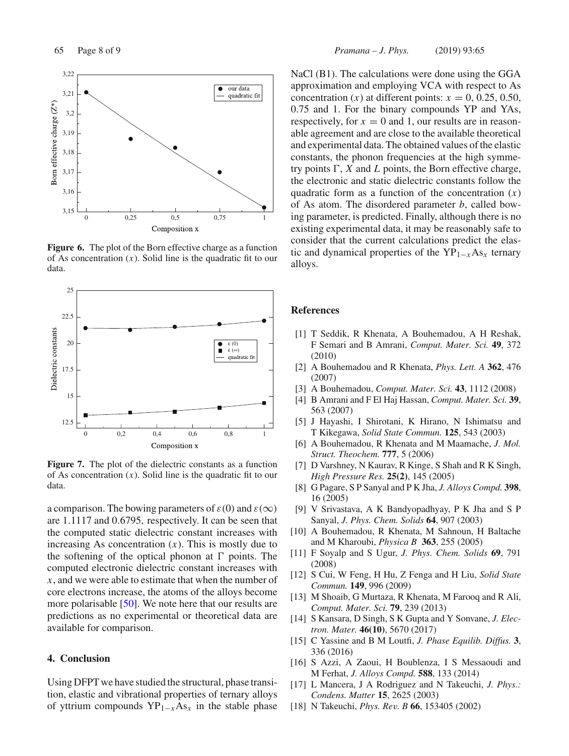Figure 6. The plot of the Born effective charge as a function of As concentration ($x$). Solid line is the quadratic fit to our data.

Figure 7. The plot of the dielectric constants as a function of As concentration ($x$). Solid line is the quadratic fit to our data.

a comparison. The bowing parameters of $\varepsilon(0)$ and $\varepsilon(\infty)$ are 1.1117 and 0.6795, respectively. It can be seen that the computed static dielectric constant increases with increasing As concentration ($x$). This is mostly due to the softening of the optical phonon at $\Gamma$ points. The computed electronic dielectric constant increases with $x$, and we were able to estimate that when the number of core electrons increase, the atoms of the alloys become more polarisable [50]. We note here that our results are predictions as no experimental or theoretical data are available for comparison.

## 4. Conclusion

Using DFPT we have studied the structural, phase transition, elastic and vibrational properties of ternary alloys of yttrium compounds $YP_{1-x}As_x$ in the stable phase NaCl (B1). The calculations were done using the GGA approximation and employing VCA with respect to As concentration ($x$) at different points: $x = 0$, 0.25, 0.50, 0.75 and 1. For the binary compounds YP and YAs, respectively, for $x = 0$ and 1, our results are in reasonable agreement and are close to the available theoretical and experimental data. The obtained values of the elastic constants, the phonon frequencies at the high symmetry points $\Gamma$, $X$ and $L$ points, the Born effective charge, the electronic and static dielectric constants follow the quadratic form as a function of the concentration ($x$) of As atom. The disordered parameter $b$, called bowing parameter, is predicted. Finally, although there is no existing experimental data, it may be reasonably safe to consider that the current calculations predict the elastic and dynamical properties of the $YP_{1-x}As_x$ ternary alloys.

## References

[1] T Seddik, R Khenata, A Bouhemadou, A H Reshak, F Semari and B Amrani, *Comput. Mater. Sci.* **49**, 372 (2010)
[2] A Bouhemadou and R Khenata, *Phys. Lett. A* **362**, 476 (2007)
[3] A Bouhemadou, *Comput. Mater. Sci.* **43**, 1112 (2008)
[4] B Amrani and F El Haj Hassan, *Comput. Mater. Sci.* **39**, 563 (2007)
[5] J Hayashi, I Shirotani, K Hirano, N Ishimatsu and T Kikegawa, *Solid State Commun.* **125**, 543 (2003)
[6] A Bouhemadou, R Khenata and M Maamache, *J. Mol. Struct. Theochem.* **777**, 5 (2006)
[7] D Varshney, N Kaurav, R Kinge, S Shah and R K Singh, *High Pressure Res.* **25(2)**, 145 (2005)
[8] G Pagare, S P Sanyal and P K Jha, *J. Alloys Compd.* **398**, 16 (2005)
[9] V Srivastava, A K Bandyopadhyay, P K Jha and S P Sanyal, *J. Phys. Chem. Solids* **64**, 907 (2003)
[10] A Bouhemadou, R Khenata, M Sahnoun, H Baltache and M Kharoubi, *Physica B* **363**, 255 (2005)
[11] F Soyalp and S Ugur, *J. Phys. Chem. Solids* **69**, 791 (2008)
[12] S Cui, W Feng, H Hu, Z Fenga and H Liu, *Solid State Commun.* **149**, 996 (2009)
[13] M Shoaib, G Murtaza, R Khenata, M Farooq and R Ali, *Comput. Mater. Sci.* **79**, 239 (2013)
[14] S Kansara, D Singh, S K Gupta and Y Sonvane, *J. Electron. Mater.* **46(10)**, 5670 (2017)
[15] C Yassine and B M Loutfi, *J. Phase Equilib. Diffus.* **3**, 336 (2016)
[16] S Azzi, A Zaoui, H Boublenza, I S Messaoudi and M Ferhat, *J. Alloys Compd.* **588**, 133 (2014)
[17] L Mancera, J A Rodriguez and N Takeuchi, *J. Phys.: Condens. Matter* **15**, 2625 (2003)
[18] N Takeuchi, *Phys. Rev. B* **66**, 153405 (2002)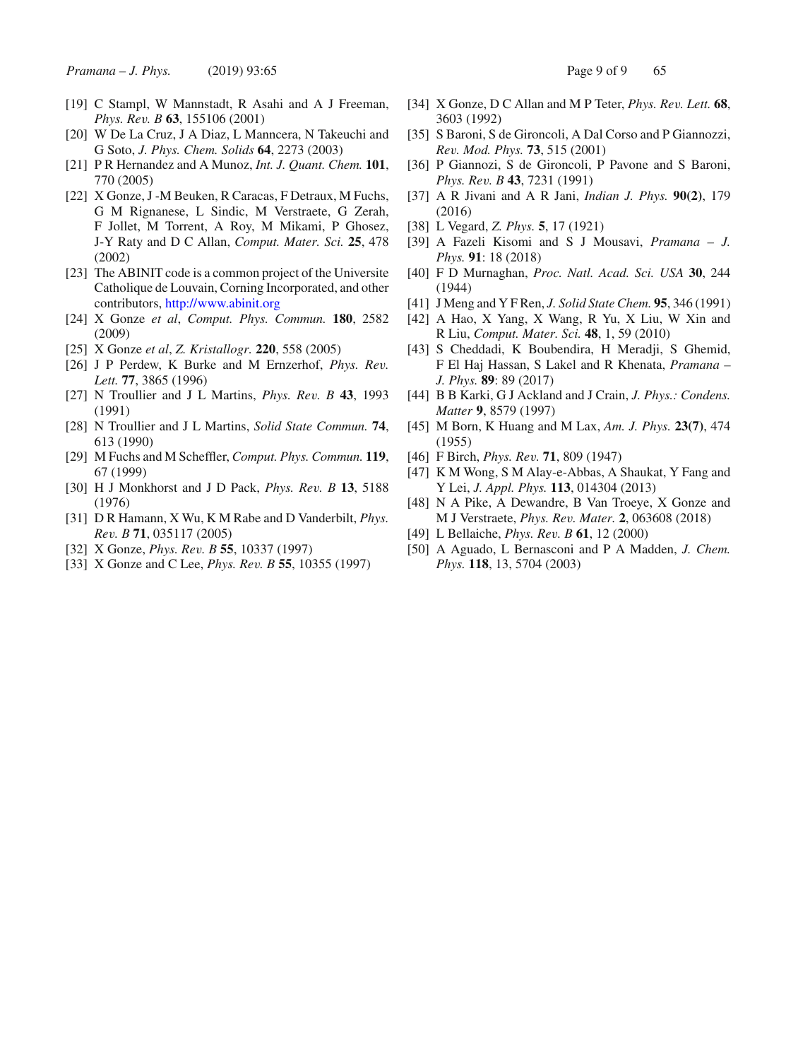[19] C Stampl, W Mannstadt, R Asahi and A J Freeman, *Phys. Rev. B* **63**, 155106 (2001)

[20] W De La Cruz, J A Diaz, L Manncera, N Takeuchi and G Soto, *J. Phys. Chem. Solids* **64**, 2273 (2003)

[21] P R Hernandez and A Munoz, *Int. J. Quant. Chem.* **101**, 770 (2005)

[22] X Gonze, J -M Beuken, R Caracas, F Detraux, M Fuchs, G M Rignanese, L Sindic, M Verstraete, G Zerah, F Jollet, M Torrent, A Roy, M Mikami, P Ghosez, J-Y Raty and D C Allan, *Comput. Mater. Sci.* **25**, 478 (2002)

[23] The ABINIT code is a common project of the Universite Catholique de Louvain, Corning Incorporated, and other contributors, http://www.abinit.org

[24] X Gonze *et al*, *Comput. Phys. Commun.* **180**, 2582 (2009)

[25] X Gonze *et al*, *Z. Kristallogr.* **220**, 558 (2005)

[26] J P Perdew, K Burke and M Ernzerhof, *Phys. Rev. Lett.* **77**, 3865 (1996)

[27] N Troullier and J L Martins, *Phys. Rev. B* **43**, 1993 (1991)

[28] N Troullier and J L Martins, *Solid State Commun.* **74**, 613 (1990)

[29] M Fuchs and M Scheffler, *Comput. Phys. Commun.* **119**, 67 (1999)

[30] H J Monkhorst and J D Pack, *Phys. Rev. B* **13**, 5188 (1976)

[31] D R Hamann, X Wu, K M Rabe and D Vanderbilt, *Phys. Rev. B* **71**, 035117 (2005)

[32] X Gonze, *Phys. Rev. B* **55**, 10337 (1997)

[33] X Gonze and C Lee, *Phys. Rev. B* **55**, 10355 (1997)

[34] X Gonze, D C Allan and M P Teter, *Phys. Rev. Lett.* **68**, 3603 (1992)

[35] S Baroni, S de Gironcoli, A Dal Corso and P Giannozzi, *Rev. Mod. Phys.* **73**, 515 (2001)

[36] P Giannozzi, S de Gironcoli, P Pavone and S Baroni, *Phys. Rev. B* **43**, 7231 (1991)

[37] A R Jivani and A R Jani, *Indian J. Phys.* **90(2)**, 179 (2016)

[38] L Vegard, *Z. Phys.* **5**, 17 (1921)

[39] A Fazeli Kisomi and S J Mousavi, *Pramana – J. Phys.* **91**: 18 (2018)

[40] F D Murnaghan, *Proc. Natl. Acad. Sci. USA* **30**, 244 (1944)

[41] J Meng and Y F Ren, *J. Solid State Chem.* **95**, 346 (1991)

[42] A Hao, X Yang, X Wang, R Yu, X Liu, W Xin and R Liu, *Comput. Mater. Sci.* **48**, 1, 59 (2010)

[43] S Cheddadi, K Boubendira, H Meradji, S Ghemid, F El Haj Hassan, S Lakel and R Khenata, *Pramana – J. Phys.* **89**: 89 (2017)

[44] B B Karki, G J Ackland and J Crain, *J. Phys.: Condens. Matter* **9**, 8579 (1997)

[45] M Born, K Huang and M Lax, *Am. J. Phys.* **23(7)**, 474 (1955)

[46] F Birch, *Phys. Rev.* **71**, 809 (1947)

[47] K M Wong, S M Alay-e-Abbas, A Shaukat, Y Fang and Y Lei, *J. Appl. Phys.* **113**, 014304 (2013)

[48] N A Pike, A Dewandre, B Van Troeye, X Gonze and M J Verstraete, *Phys. Rev. Mater.* **2**, 063608 (2018)

[49] L Bellaiche, *Phys. Rev. B* **61**, 12 (2000)

[50] A Aguado, L Bernasconi and P A Madden, *J. Chem. Phys.* **118**, 13, 5704 (2003)